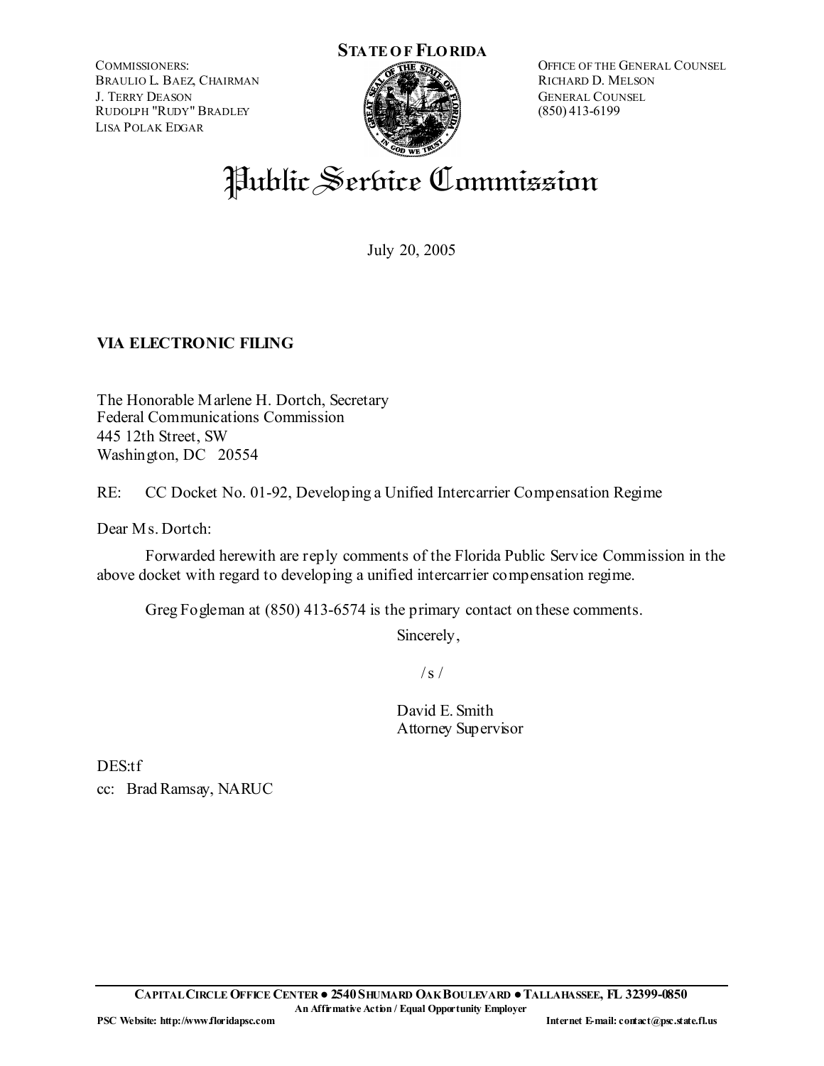**STATE OF FLORIDA**

COMMISSIONERS:
BRAULIO L. BAEZ, CHAIRMAN
J. TERRY DEASON
RUDOLPH "RUDY" BRADLEY
LISA POLAK EDGAR

OFFICE OF THE GENERAL COUNSEL
RICHARD D. MELSON
GENERAL COUNSEL
(850) 413-6199

# Public Service Commission

July 20, 2005

**VIA ELECTRONIC FILING**

The Honorable Marlene H. Dortch, Secretary
Federal Communications Commission
445 12th Street, SW
Washington, DC 20554

RE: CC Docket No. 01-92, Developing a Unified Intercarrier Compensation Regime

Dear Ms. Dortch:

Forwarded herewith are reply comments of the Florida Public Service Commission in the above docket with regard to developing a unified intercarrier compensation regime.

Greg Fogleman at (850) 413-6574 is the primary contact on these comments.

Sincerely,

/ s /

David E. Smith
Attorney Supervisor

DES:tf

cc: Brad Ramsay, NARUC

**CAPITAL CIRCLE OFFICE CENTER ● 2540 SHUMARD OAK BOULEVARD ● TALLAHASSEE, FL 32399-0850**
**An Affirmative Action / Equal Opportunity Employer**
**PSC Website: http://www.floridapsc.com** **Internet E-mail: contact@psc.state.fl.us**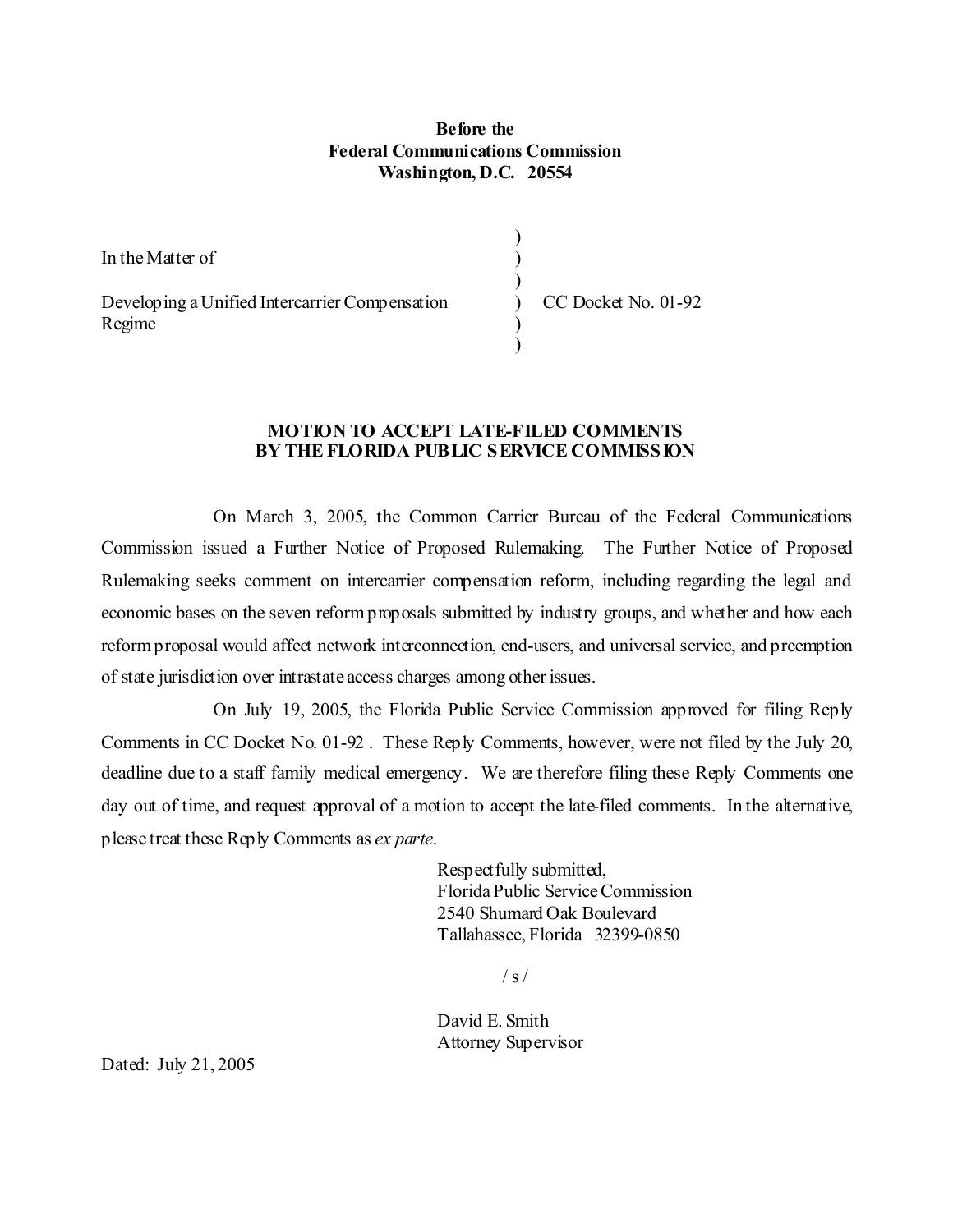**Before the**
**Federal Communications Commission**
**Washington, D.C. 20554**

| | | |
|---|---|---|
| In the Matter of | ) | |
| | ) | |
| Developing a Unified Intercarrier Compensation Regime | ) | CC Docket No. 01-92 |
| | ) | |

**MOTION TO ACCEPT LATE-FILED COMMENTS**
**BY THE FLORIDA PUBLIC SERVICE COMMISSION**

On March 3, 2005, the Common Carrier Bureau of the Federal Communications Commission issued a Further Notice of Proposed Rulemaking. The Further Notice of Proposed Rulemaking seeks comment on intercarrier compensation reform, including regarding the legal and economic bases on the seven reform proposals submitted by industry groups, and whether and how each reform proposal would affect network interconnection, end-users, and universal service, and preemption of state jurisdiction over intrastate access charges among other issues.

On July 19, 2005, the Florida Public Service Commission approved for filing Reply Comments in CC Docket No. 01-92 . These Reply Comments, however, were not filed by the July 20, deadline due to a staff family medical emergency. We are therefore filing these Reply Comments one day out of time, and request approval of a motion to accept the late-filed comments. In the alternative, please treat these Reply Comments as *ex parte*.

Respectfully submitted,
Florida Public Service Commission
2540 Shumard Oak Boulevard
Tallahassee, Florida 32399-0850

/ s /

David E. Smith
Attorney Supervisor

Dated: July 21, 2005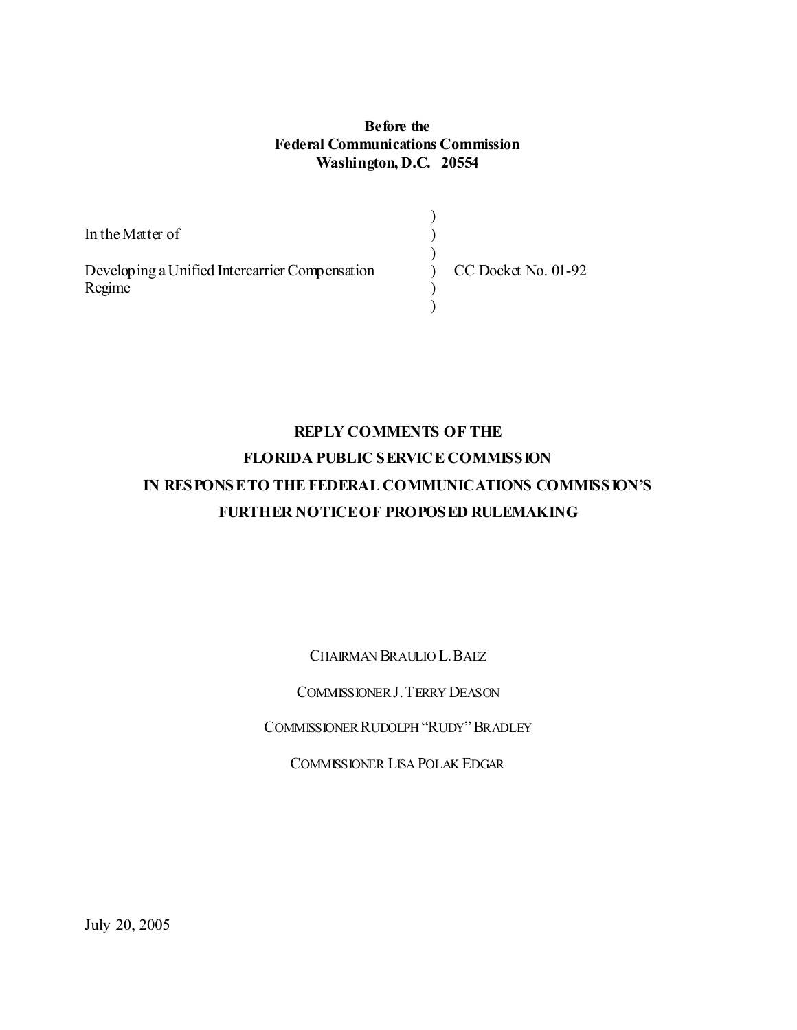**Before the**
**Federal Communications Commission**
**Washington, D.C. 20554**

| | | |
|---|---|---|
| In the Matter of | ) | |
| | ) | |
| Developing a Unified Intercarrier Compensation Regime | ) | CC Docket No. 01-92 |
| | ) | |

**REPLY COMMENTS OF THE**
**FLORIDA PUBLIC SERVICE COMMISSION**
**IN RESPONSE TO THE FEDERAL COMMUNICATIONS COMMISSION'S**
**FURTHER NOTICE OF PROPOSED RULEMAKING**

CHAIRMAN BRAULIO L. BAEZ

COMMISSIONER J. TERRY DEASON

COMMISSIONER RUDOLPH "RUDY" BRADLEY

COMMISSIONER LISA POLAK EDGAR

July 20, 2005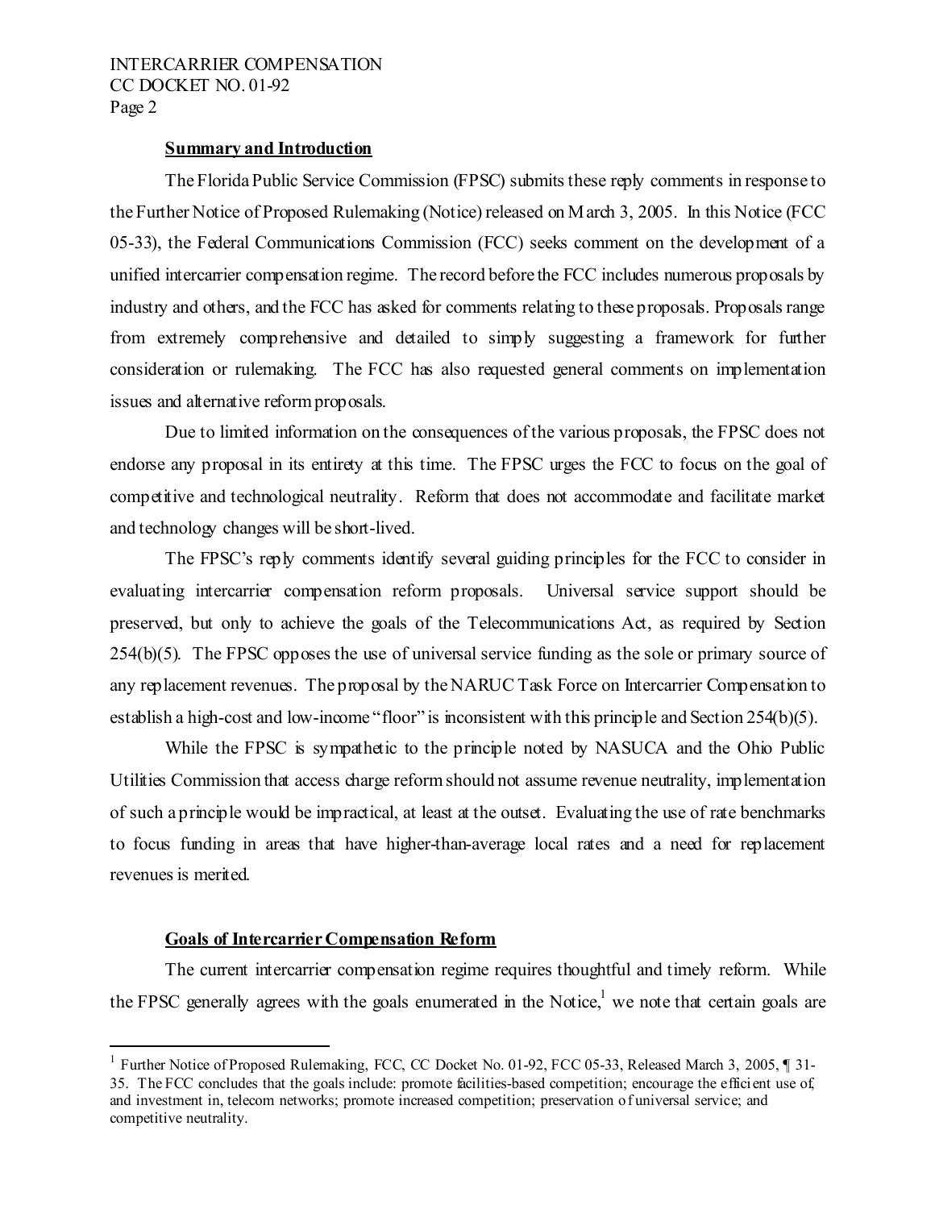**Summary and Introduction**

The Florida Public Service Commission (FPSC) submits these reply comments in response to the Further Notice of Proposed Rulemaking (Notice) released on March 3, 2005. In this Notice (FCC 05-33), the Federal Communications Commission (FCC) seeks comment on the development of a unified intercarrier compensation regime. The record before the FCC includes numerous proposals by industry and others, and the FCC has asked for comments relating to these proposals. Proposals range from extremely comprehensive and detailed to simply suggesting a framework for further consideration or rulemaking. The FCC has also requested general comments on implementation issues and alternative reform proposals.

Due to limited information on the consequences of the various proposals, the FPSC does not endorse any proposal in its entirety at this time. The FPSC urges the FCC to focus on the goal of competitive and technological neutrality. Reform that does not accommodate and facilitate market and technology changes will be short-lived.

The FPSC's reply comments identify several guiding principles for the FCC to consider in evaluating intercarrier compensation reform proposals. Universal service support should be preserved, but only to achieve the goals of the Telecommunications Act, as required by Section 254(b)(5). The FPSC opposes the use of universal service funding as the sole or primary source of any replacement revenues. The proposal by the NARUC Task Force on Intercarrier Compensation to establish a high-cost and low-income "floor" is inconsistent with this principle and Section 254(b)(5).

While the FPSC is sympathetic to the principle noted by NASUCA and the Ohio Public Utilities Commission that access charge reform should not assume revenue neutrality, implementation of such a principle would be impractical, at least at the outset. Evaluating the use of rate benchmarks to focus funding in areas that have higher-than-average local rates and a need for replacement revenues is merited.

**Goals of Intercarrier Compensation Reform**

The current intercarrier compensation regime requires thoughtful and timely reform. While the FPSC generally agrees with the goals enumerated in the Notice,[1] we note that certain goals are

[1] Further Notice of Proposed Rulemaking, FCC, CC Docket No. 01-92, FCC 05-33, Released March 3, 2005, ¶ 31-35. The FCC concludes that the goals include: promote facilities-based competition; encourage the efficient use of, and investment in, telecom networks; promote increased competition; preservation of universal service; and competitive neutrality.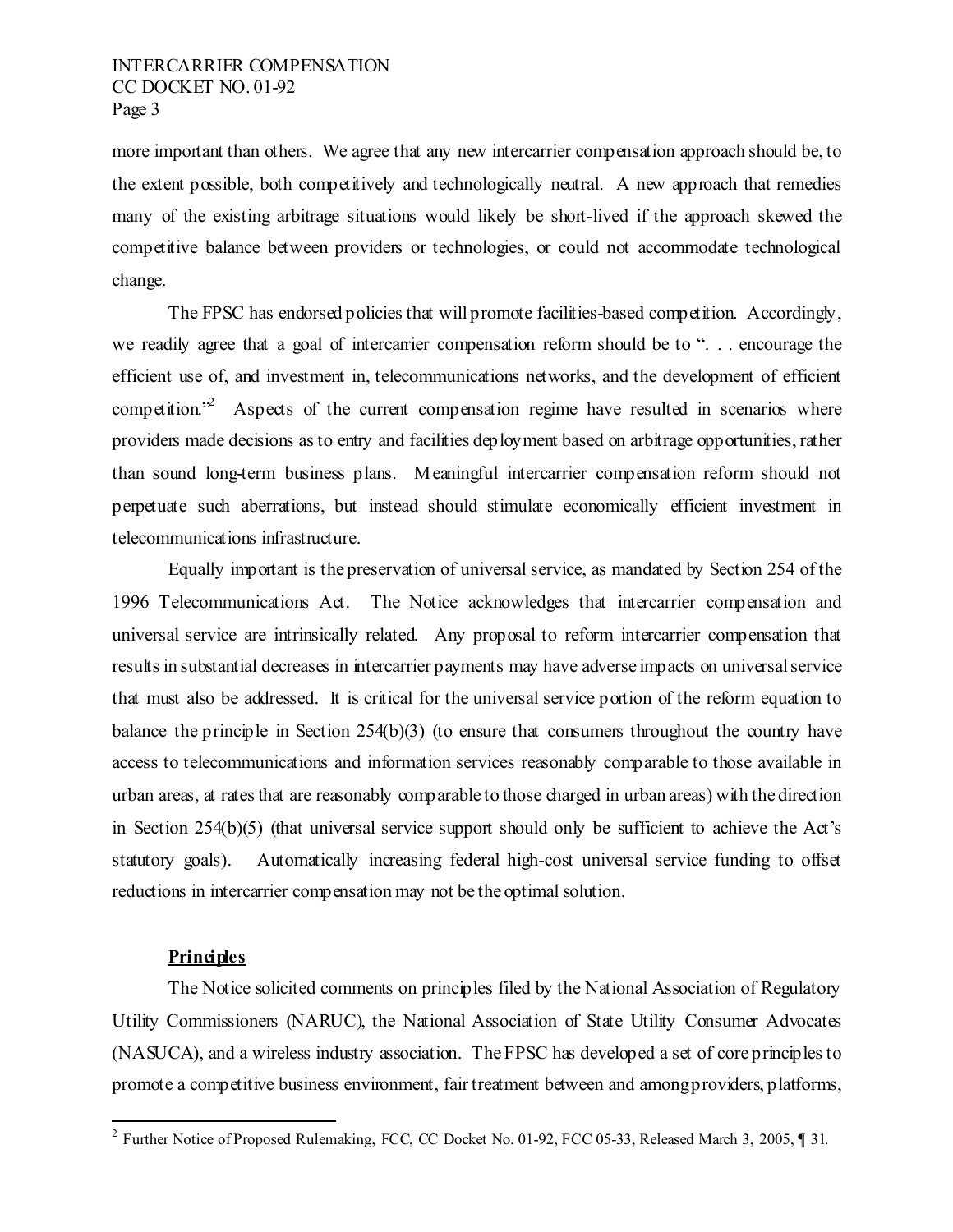more important than others. We agree that any new intercarrier compensation approach should be, to the extent possible, both competitively and technologically neutral. A new approach that remedies many of the existing arbitrage situations would likely be short-lived if the approach skewed the competitive balance between providers or technologies, or could not accommodate technological change.

The FPSC has endorsed policies that will promote facilities-based competition. Accordingly, we readily agree that a goal of intercarrier compensation reform should be to ". . . encourage the efficient use of, and investment in, telecommunications networks, and the development of efficient competition."[2] Aspects of the current compensation regime have resulted in scenarios where providers made decisions as to entry and facilities deployment based on arbitrage opportunities, rather than sound long-term business plans. Meaningful intercarrier compensation reform should not perpetuate such aberrations, but instead should stimulate economically efficient investment in telecommunications infrastructure.

Equally important is the preservation of universal service, as mandated by Section 254 of the 1996 Telecommunications Act. The Notice acknowledges that intercarrier compensation and universal service are intrinsically related. Any proposal to reform intercarrier compensation that results in substantial decreases in intercarrier payments may have adverse impacts on universal service that must also be addressed. It is critical for the universal service portion of the reform equation to balance the principle in Section 254(b)(3) (to ensure that consumers throughout the country have access to telecommunications and information services reasonably comparable to those available in urban areas, at rates that are reasonably comparable to those charged in urban areas) with the direction in Section 254(b)(5) (that universal service support should only be sufficient to achieve the Act's statutory goals). Automatically increasing federal high-cost universal service funding to offset reductions in intercarrier compensation may not be the optimal solution.

**Principles**

The Notice solicited comments on principles filed by the National Association of Regulatory Utility Commissioners (NARUC), the National Association of State Utility Consumer Advocates (NASUCA), and a wireless industry association. The FPSC has developed a set of core principles to promote a competitive business environment, fair treatment between and among providers, platforms,

[2] Further Notice of Proposed Rulemaking, FCC, CC Docket No. 01-92, FCC 05-33, Released March 3, 2005, ¶ 31.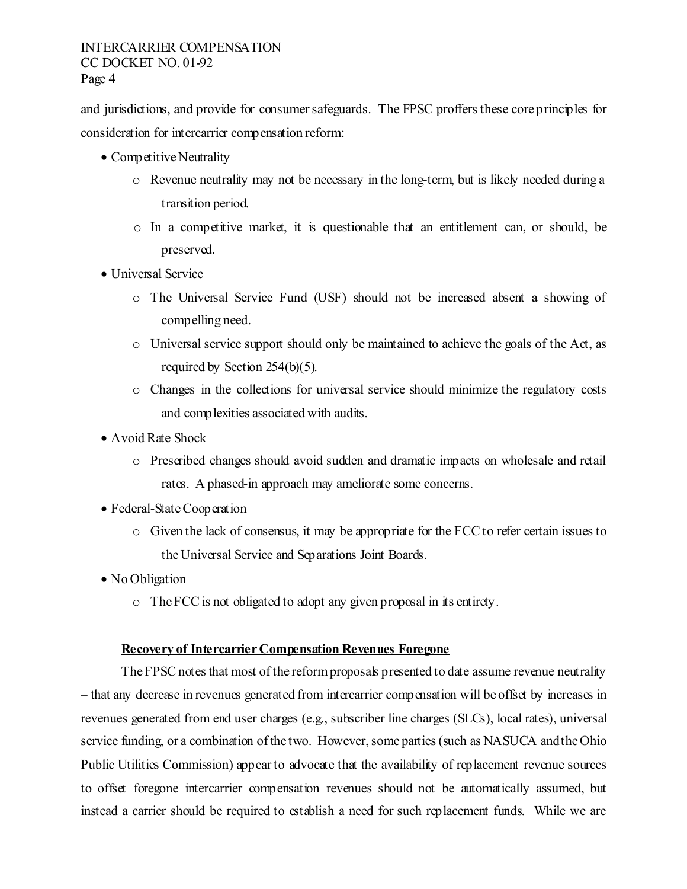and jurisdictions, and provide for consumer safeguards. The FPSC proffers these core principles for consideration for intercarrier compensation reform:

- Competitive Neutrality
    - Revenue neutrality may not be necessary in the long-term, but is likely needed during a transition period.
    - In a competitive market, it is questionable that an entitlement can, or should, be preserved.
- Universal Service
    - The Universal Service Fund (USF) should not be increased absent a showing of compelling need.
    - Universal service support should only be maintained to achieve the goals of the Act, as required by Section 254(b)(5).
    - Changes in the collections for universal service should minimize the regulatory costs and complexities associated with audits.
- Avoid Rate Shock
    - Prescribed changes should avoid sudden and dramatic impacts on wholesale and retail rates. A phased-in approach may ameliorate some concerns.
- Federal-State Cooperation
    - Given the lack of consensus, it may be appropriate for the FCC to refer certain issues to the Universal Service and Separations Joint Boards.
- No Obligation
    - The FCC is not obligated to adopt any given proposal in its entirety.

**Recovery of Intercarrier Compensation Revenues Foregone**

The FPSC notes that most of the reform proposals presented to date assume revenue neutrality – that any decrease in revenues generated from intercarrier compensation will be offset by increases in revenues generated from end user charges (e.g., subscriber line charges (SLCs), local rates), universal service funding, or a combination of the two. However, some parties (such as NASUCA and the Ohio Public Utilities Commission) appear to advocate that the availability of replacement revenue sources to offset foregone intercarrier compensation revenues should not be automatically assumed, but instead a carrier should be required to establish a need for such replacement funds. While we are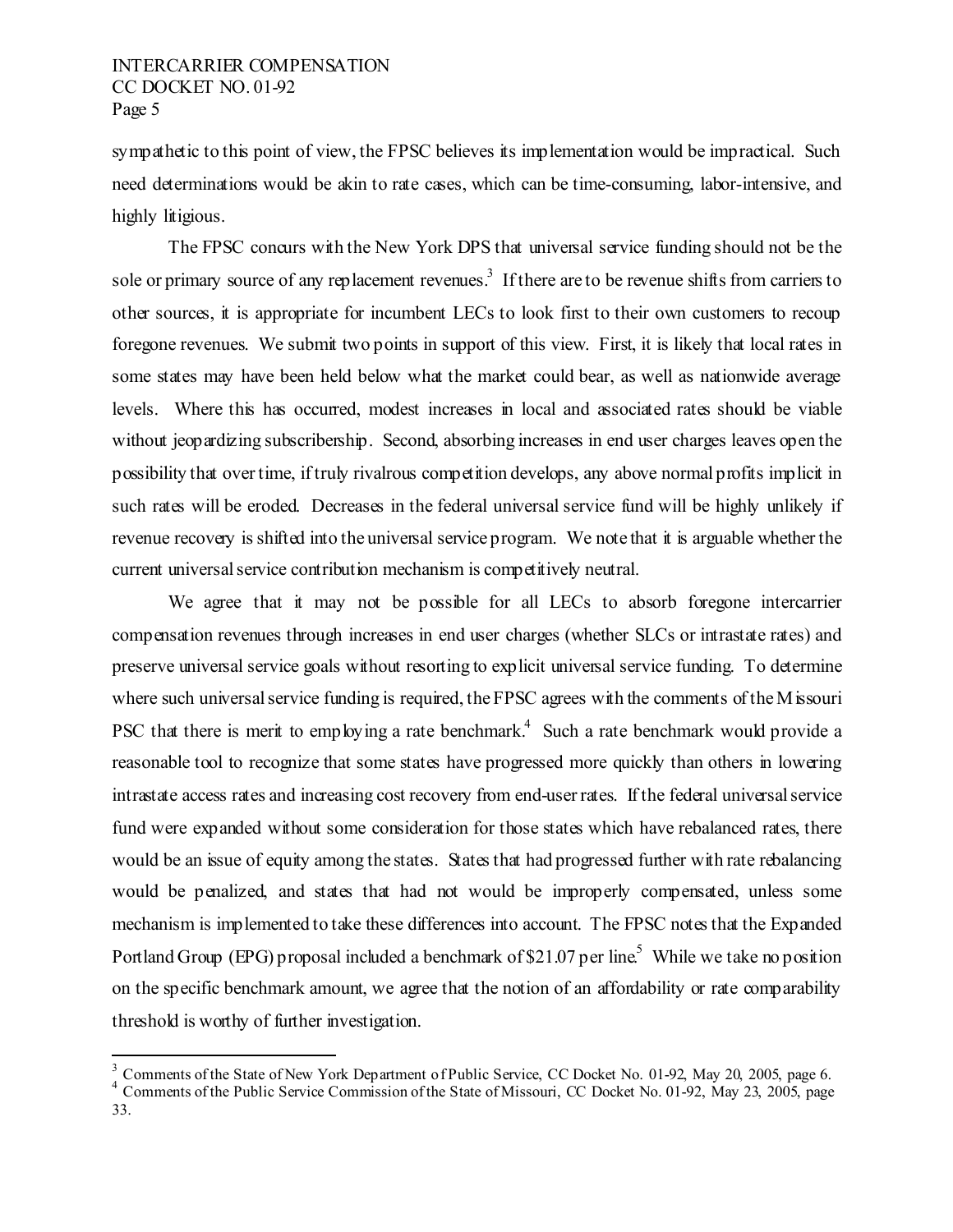sympathetic to this point of view, the FPSC believes its implementation would be impractical. Such need determinations would be akin to rate cases, which can be time-consuming, labor-intensive, and highly litigious.

The FPSC concurs with the New York DPS that universal service funding should not be the sole or primary source of any replacement revenues.[3] If there are to be revenue shifts from carriers to other sources, it is appropriate for incumbent LECs to look first to their own customers to recoup foregone revenues. We submit two points in support of this view. First, it is likely that local rates in some states may have been held below what the market could bear, as well as nationwide average levels. Where this has occurred, modest increases in local and associated rates should be viable without jeopardizing subscribership. Second, absorbing increases in end user charges leaves open the possibility that over time, if truly rivalrous competition develops, any above normal profits implicit in such rates will be eroded. Decreases in the federal universal service fund will be highly unlikely if revenue recovery is shifted into the universal service program. We note that it is arguable whether the current universal service contribution mechanism is competitively neutral.

We agree that it may not be possible for all LECs to absorb foregone intercarrier compensation revenues through increases in end user charges (whether SLCs or intrastate rates) and preserve universal service goals without resorting to explicit universal service funding. To determine where such universal service funding is required, the FPSC agrees with the comments of the Missouri PSC that there is merit to employing a rate benchmark.[4] Such a rate benchmark would provide a reasonable tool to recognize that some states have progressed more quickly than others in lowering intrastate access rates and increasing cost recovery from end-user rates. If the federal universal service fund were expanded without some consideration for those states which have rebalanced rates, there would be an issue of equity among the states. States that had progressed further with rate rebalancing would be penalized, and states that had not would be improperly compensated, unless some mechanism is implemented to take these differences into account. The FPSC notes that the Expanded Portland Group (EPG) proposal included a benchmark of $21.07 per line.[5] While we take no position on the specific benchmark amount, we agree that the notion of an affordability or rate comparability threshold is worthy of further investigation.

---

[3] Comments of the State of New York Department of Public Service, CC Docket No. 01-92, May 20, 2005, page 6.

[4] Comments of the Public Service Commission of the State of Missouri, CC Docket No. 01-92, May 23, 2005, page 33.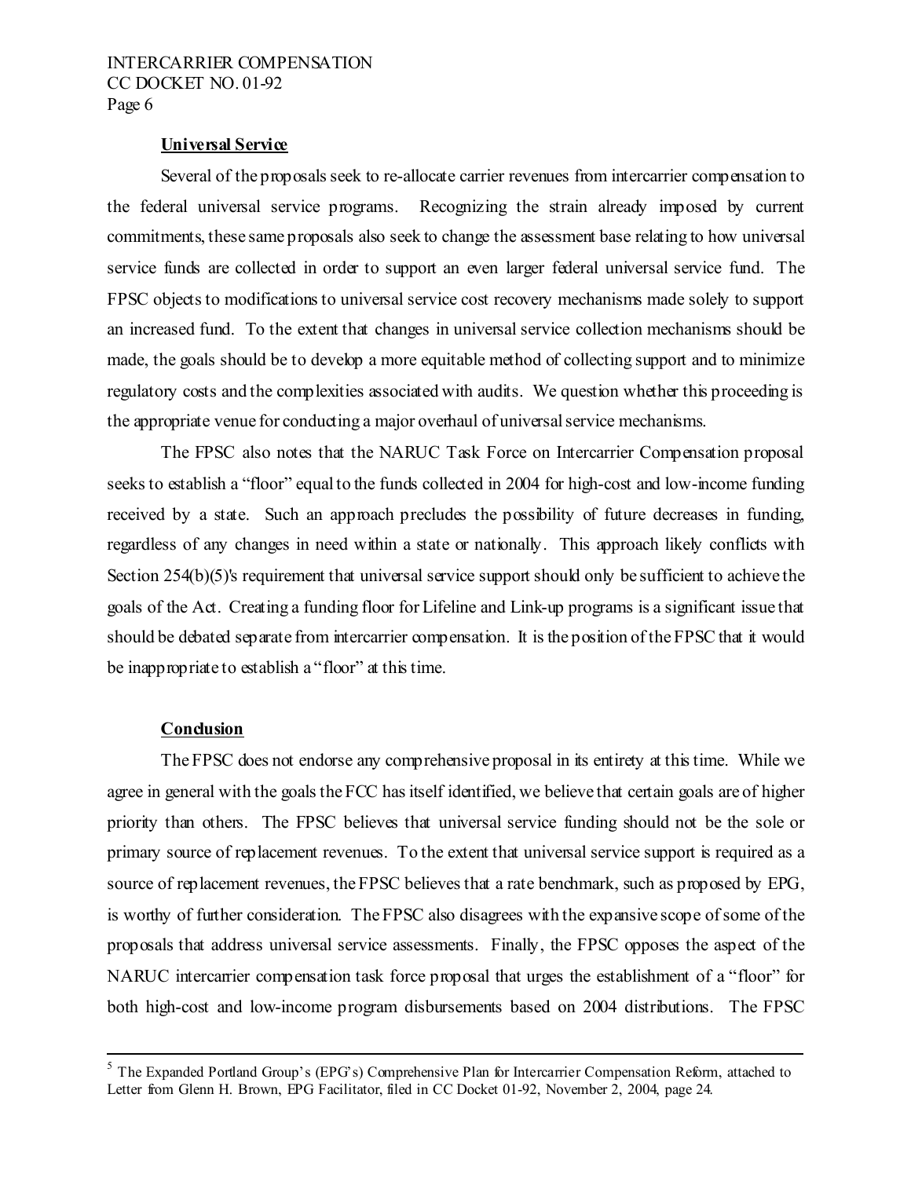## Universal Service

Several of the proposals seek to re-allocate carrier revenues from intercarrier compensation to the federal universal service programs. Recognizing the strain already imposed by current commitments, these same proposals also seek to change the assessment base relating to how universal service funds are collected in order to support an even larger federal universal service fund. The FPSC objects to modifications to universal service cost recovery mechanisms made solely to support an increased fund. To the extent that changes in universal service collection mechanisms should be made, the goals should be to develop a more equitable method of collecting support and to minimize regulatory costs and the complexities associated with audits. We question whether this proceeding is the appropriate venue for conducting a major overhaul of universal service mechanisms.

The FPSC also notes that the NARUC Task Force on Intercarrier Compensation proposal seeks to establish a "floor" equal to the funds collected in 2004 for high-cost and low-income funding received by a state. Such an approach precludes the possibility of future decreases in funding, regardless of any changes in need within a state or nationally. This approach likely conflicts with Section 254(b)(5)'s requirement that universal service support should only be sufficient to achieve the goals of the Act. Creating a funding floor for Lifeline and Link-up programs is a significant issue that should be debated separate from intercarrier compensation. It is the position of the FPSC that it would be inappropriate to establish a "floor" at this time.

## Conclusion

The FPSC does not endorse any comprehensive proposal in its entirety at this time. While we agree in general with the goals the FCC has itself identified, we believe that certain goals are of higher priority than others. The FPSC believes that universal service funding should not be the sole or primary source of replacement revenues. To the extent that universal service support is required as a source of replacement revenues, the FPSC believes that a rate benchmark, such as proposed by EPG, is worthy of further consideration. The FPSC also disagrees with the expansive scope of some of the proposals that address universal service assessments. Finally, the FPSC opposes the aspect of the NARUC intercarrier compensation task force proposal that urges the establishment of a "floor" for both high-cost and low-income program disbursements based on 2004 distributions. The FPSC

---

[5] The Expanded Portland Group's (EPG's) Comprehensive Plan for Intercarrier Compensation Reform, attached to Letter from Glenn H. Brown, EPG Facilitator, filed in CC Docket 01-92, November 2, 2004, page 24.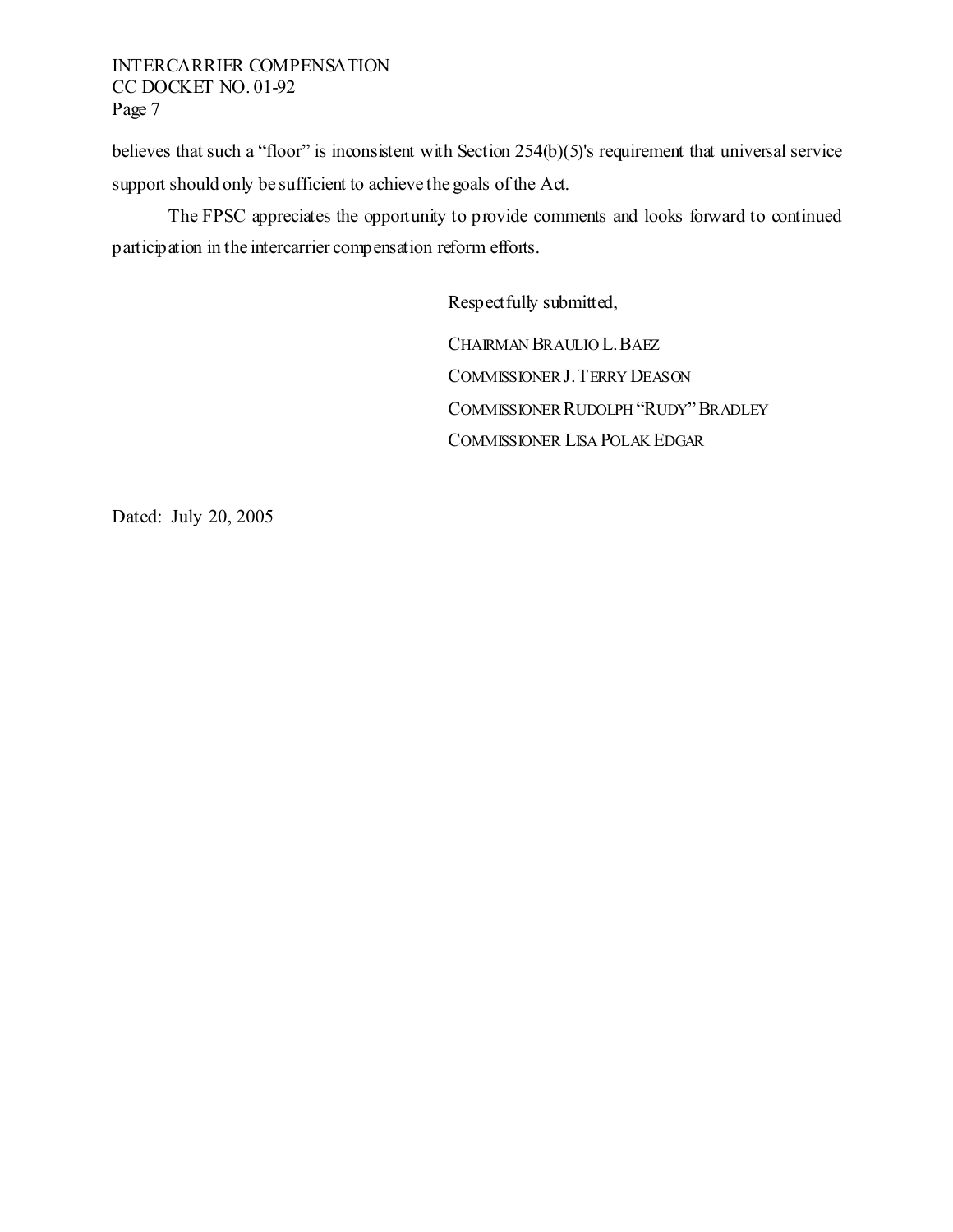believes that such a "floor" is inconsistent with Section 254(b)(5)'s requirement that universal service support should only be sufficient to achieve the goals of the Act.

The FPSC appreciates the opportunity to provide comments and looks forward to continued participation in the intercarrier compensation reform efforts.

Respectfully submitted,

CHAIRMAN BRAULIO L. BAEZ
COMMISSIONER J. TERRY DEASON
COMMISSIONER RUDOLPH "RUDY" BRADLEY
COMMISSIONER LISA POLAK EDGAR

Dated: July 20, 2005